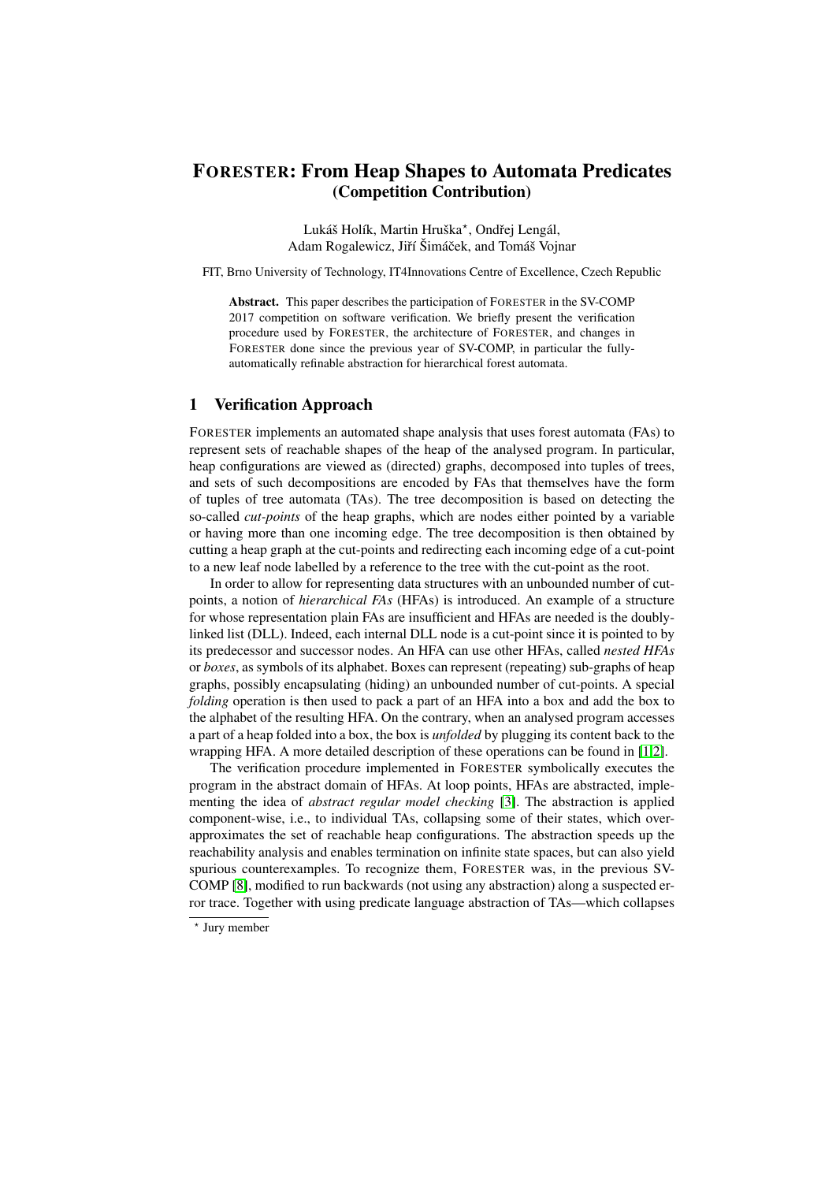# FORESTER: From Heap Shapes to Automata Predicates (Competition Contribution)

Lukáš Holík, Martin Hruška*, Ondřej Lengál, Adam Rogalewicz, Jiří Šimáček, and Tomáš Vojnar

FIT, Brno University of Technology, IT4Innovations Centre of Excellence, Czech Republic

**Abstract.** This paper describes the participation of FORESTER in the SV-COMP 2017 competition on software verification. We briefly present the verification procedure used by FORESTER, the architecture of FORESTER, and changes in FORESTER done since the previous year of SV-COMP, in particular the fully-automatically refinable abstraction for hierarchical forest automata.

## 1 Verification Approach

FORESTER implements an automated shape analysis that uses forest automata (FAs) to represent sets of reachable shapes of the heap of the analysed program. In particular, heap configurations are viewed as (directed) graphs, decomposed into tuples of trees, and sets of such decompositions are encoded by FAs that themselves have the form of tuples of tree automata (TAs). The tree decomposition is based on detecting the so-called *cut-points* of the heap graphs, which are nodes either pointed by a variable or having more than one incoming edge. The tree decomposition is then obtained by cutting a heap graph at the cut-points and redirecting each incoming edge of a cut-point to a new leaf node labelled by a reference to the tree with the cut-point as the root.

In order to allow for representing data structures with an unbounded number of cut-points, a notion of *hierarchical FAs* (HFAs) is introduced. An example of a structure for whose representation plain FAs are insufficient and HFAs are needed is the doubly-linked list (DLL). Indeed, each internal DLL node is a cut-point since it is pointed to by its predecessor and successor nodes. An HFA can use other HFAs, called *nested HFAs* or *boxes*, as symbols of its alphabet. Boxes can represent (repeating) sub-graphs of heap graphs, possibly encapsulating (hiding) an unbounded number of cut-points. A special *folding* operation is then used to pack a part of an HFA into a box and add the box to the alphabet of the resulting HFA. On the contrary, when an analysed program accesses a part of a heap folded into a box, the box is *unfolded* by plugging its content back to the wrapping HFA. A more detailed description of these operations can be found in [1,2].

The verification procedure implemented in FORESTER symbolically executes the program in the abstract domain of HFAs. At loop points, HFAs are abstracted, implementing the idea of *abstract regular model checking* [3]. The abstraction is applied component-wise, i.e., to individual TAs, collapsing some of their states, which over-approximates the set of reachable heap configurations. The abstraction speeds up the reachability analysis and enables termination on infinite state spaces, but can also yield spurious counterexamples. To recognize them, FORESTER was, in the previous SV-COMP [8], modified to run backwards (not using any abstraction) along a suspected error trace. Together with using predicate language abstraction of TAs—which collapses

---

* Jury member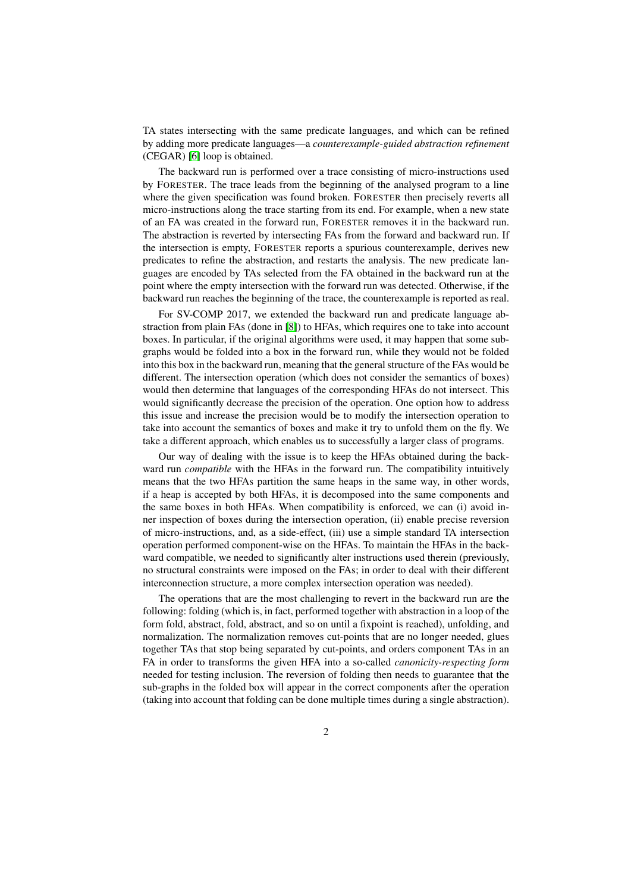TA states intersecting with the same predicate languages, and which can be refined by adding more predicate languages—a *counterexample-guided abstraction refinement* (CEGAR) [6] loop is obtained.

The backward run is performed over a trace consisting of micro-instructions used by FORESTER. The trace leads from the beginning of the analysed program to a line where the given specification was found broken. FORESTER then precisely reverts all micro-instructions along the trace starting from its end. For example, when a new state of an FA was created in the forward run, FORESTER removes it in the backward run. The abstraction is reverted by intersecting FAs from the forward and backward run. If the intersection is empty, FORESTER reports a spurious counterexample, derives new predicates to refine the abstraction, and restarts the analysis. The new predicate languages are encoded by TAs selected from the FA obtained in the backward run at the point where the empty intersection with the forward run was detected. Otherwise, if the backward run reaches the beginning of the trace, the counterexample is reported as real.

For SV-COMP 2017, we extended the backward run and predicate language abstraction from plain FAs (done in [8]) to HFAs, which requires one to take into account boxes. In particular, if the original algorithms were used, it may happen that some sub-graphs would be folded into a box in the forward run, while they would not be folded into this box in the backward run, meaning that the general structure of the FAs would be different. The intersection operation (which does not consider the semantics of boxes) would then determine that languages of the corresponding HFAs do not intersect. This would significantly decrease the precision of the operation. One option how to address this issue and increase the precision would be to modify the intersection operation to take into account the semantics of boxes and make it try to unfold them on the fly. We take a different approach, which enables us to successfully a larger class of programs.

Our way of dealing with the issue is to keep the HFAs obtained during the backward run *compatible* with the HFAs in the forward run. The compatibility intuitively means that the two HFAs partition the same heaps in the same way, in other words, if a heap is accepted by both HFAs, it is decomposed into the same components and the same boxes in both HFAs. When compatibility is enforced, we can (i) avoid inner inspection of boxes during the intersection operation, (ii) enable precise reversion of micro-instructions, and, as a side-effect, (iii) use a simple standard TA intersection operation performed component-wise on the HFAs. To maintain the HFAs in the backward compatible, we needed to significantly alter instructions used therein (previously, no structural constraints were imposed on the FAs; in order to deal with their different interconnection structure, a more complex intersection operation was needed).

The operations that are the most challenging to revert in the backward run are the following: folding (which is, in fact, performed together with abstraction in a loop of the form fold, abstract, fold, abstract, and so on until a fixpoint is reached), unfolding, and normalization. The normalization removes cut-points that are no longer needed, glues together TAs that stop being separated by cut-points, and orders component TAs in an FA in order to transforms the given HFA into a so-called *canonicity-respecting form* needed for testing inclusion. The reversion of folding then needs to guarantee that the sub-graphs in the folded box will appear in the correct components after the operation (taking into account that folding can be done multiple times during a single abstraction).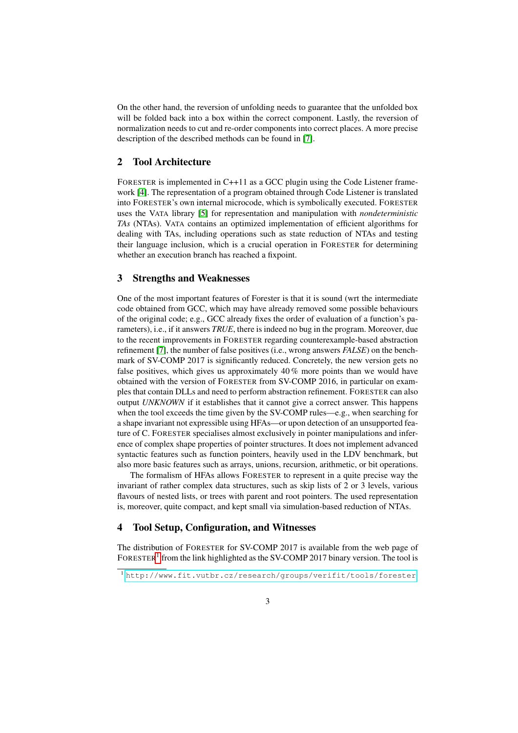On the other hand, the reversion of unfolding needs to guarantee that the unfolded box will be folded back into a box within the correct component. Lastly, the reversion of normalization needs to cut and re-order components into correct places. A more precise description of the described methods can be found in [7].

## 2 Tool Architecture

FORESTER is implemented in C++11 as a GCC plugin using the Code Listener framework [4]. The representation of a program obtained through Code Listener is translated into FORESTER's own internal microcode, which is symbolically executed. FORESTER uses the VATA library [5] for representation and manipulation with *nondeterministic TAs* (NTAs). VATA contains an optimized implementation of efficient algorithms for dealing with TAs, including operations such as state reduction of NTAs and testing their language inclusion, which is a crucial operation in FORESTER for determining whether an execution branch has reached a fixpoint.

## 3 Strengths and Weaknesses

One of the most important features of Forester is that it is sound (wrt the intermediate code obtained from GCC, which may have already removed some possible behaviours of the original code; e.g., GCC already fixes the order of evaluation of a function's parameters), i.e., if it answers *TRUE*, there is indeed no bug in the program. Moreover, due to the recent improvements in FORESTER regarding counterexample-based abstraction refinement [7], the number of false positives (i.e., wrong answers *FALSE*) on the benchmark of SV-COMP 2017 is significantly reduced. Concretely, the new version gets no false positives, which gives us approximately 40 % more points than we would have obtained with the version of FORESTER from SV-COMP 2016, in particular on examples that contain DLLs and need to perform abstraction refinement. FORESTER can also output *UNKNOWN* if it establishes that it cannot give a correct answer. This happens when the tool exceeds the time given by the SV-COMP rules—e.g., when searching for a shape invariant not expressible using HFAs—or upon detection of an unsupported feature of C. FORESTER specialises almost exclusively in pointer manipulations and inference of complex shape properties of pointer structures. It does not implement advanced syntactic features such as function pointers, heavily used in the LDV benchmark, but also more basic features such as arrays, unions, recursion, arithmetic, or bit operations.

The formalism of HFAs allows FORESTER to represent in a quite precise way the invariant of rather complex data structures, such as skip lists of 2 or 3 levels, various flavours of nested lists, or trees with parent and root pointers. The used representation is, moreover, quite compact, and kept small via simulation-based reduction of NTAs.

## 4 Tool Setup, Configuration, and Witnesses

The distribution of FORESTER for SV-COMP 2017 is available from the web page of FORESTER[1] from the link highlighted as the SV-COMP 2017 binary version. The tool is

[1] http://www.fit.vutbr.cz/research/groups/verifit/tools/forester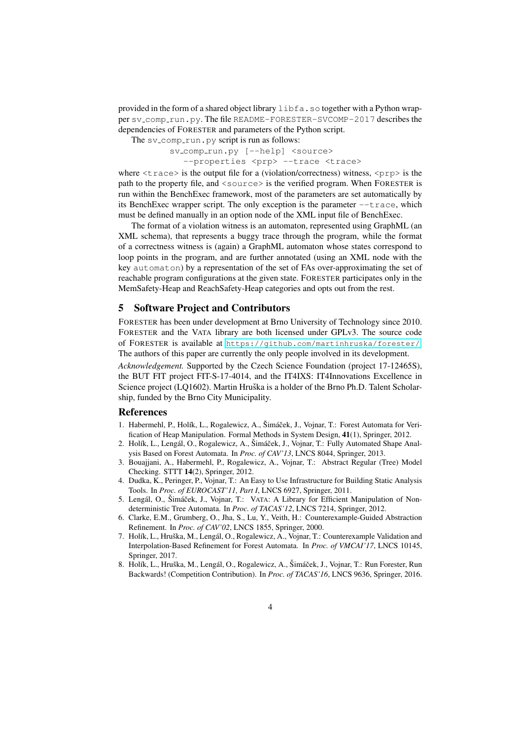provided in the form of a shared object library `libfa.so` together with a Python wrapper `sv_comp_run.py`. The file `README-FORESTER-SVCOMP-2017` describes the dependencies of FORESTER and parameters of the Python script.

The `sv_comp_run.py` script is run as follows:

```
sv_comp_run.py [--help] <source>
   --properties <prp> --trace <trace>
```

where `<trace>` is the output file for a (violation/correctness) witness, `<prp>` is the path to the property file, and `<source>` is the verified program. When FORESTER is run within the BenchExec framework, most of the parameters are set automatically by its BenchExec wrapper script. The only exception is the parameter `--trace`, which must be defined manually in an option node of the XML input file of BenchExec.

The format of a violation witness is an automaton, represented using GraphML (an XML schema), that represents a buggy trace through the program, while the format of a correctness witness is (again) a GraphML automaton whose states correspond to loop points in the program, and are further annotated (using an XML node with the key `automaton`) by a representation of the set of FAs over-approximating the set of reachable program configurations at the given state. FORESTER participates only in the MemSafety-Heap and ReachSafety-Heap categories and opts out from the rest.

## 5 Software Project and Contributors

FORESTER has been under development at Brno University of Technology since 2010. FORESTER and the VATA library are both licensed under GPLv3. The source code of FORESTER is available at https://github.com/martinhruska/forester/. The authors of this paper are currently the only people involved in its development.

*Acknowledgement.* Supported by the Czech Science Foundation (project 17-12465S), the BUT FIT project FIT-S-17-4014, and the IT4IXS: IT4Innovations Excellence in Science project (LQ1602). Martin Hruška is a holder of the Brno Ph.D. Talent Scholarship, funded by the Brno City Municipality.

## References

1. Habermehl, P., Holík, L., Rogalewicz, A., Šimáček, J., Vojnar, T.: Forest Automata for Verification of Heap Manipulation. Formal Methods in System Design, **41**(1), Springer, 2012.
2. Holík, L., Lengál, O., Rogalewicz, A., Šimáček, J., Vojnar, T.: Fully Automated Shape Analysis Based on Forest Automata. In *Proc. of CAV'13*, LNCS 8044, Springer, 2013.
3. Bouajjani, A., Habermehl, P., Rogalewicz, A., Vojnar, T.: Abstract Regular (Tree) Model Checking. STTT **14**(2), Springer, 2012.
4. Dudka, K., Peringer, P., Vojnar, T.: An Easy to Use Infrastructure for Building Static Analysis Tools. In *Proc. of EUROCAST'11, Part I*, LNCS 6927, Springer, 2011.
5. Lengál, O., Šimáček, J., Vojnar, T.: VATA: A Library for Efficient Manipulation of Nondeterministic Tree Automata. In *Proc. of TACAS'12*, LNCS 7214, Springer, 2012.
6. Clarke, E.M., Grumberg, O., Jha, S., Lu, Y., Veith, H.: Counterexample-Guided Abstraction Refinement. In *Proc. of CAV'02*, LNCS 1855, Springer, 2000.
7. Holík, L., Hruška, M., Lengál, O., Rogalewicz, A., Vojnar, T.: Counterexample Validation and Interpolation-Based Refinement for Forest Automata. In *Proc. of VMCAI'17*, LNCS 10145, Springer, 2017.
8. Holík, L., Hruška, M., Lengál, O., Rogalewicz, A., Šimáček, J., Vojnar, T.: Run Forester, Run Backwards! (Competition Contribution). In *Proc. of TACAS'16*, LNCS 9636, Springer, 2016.